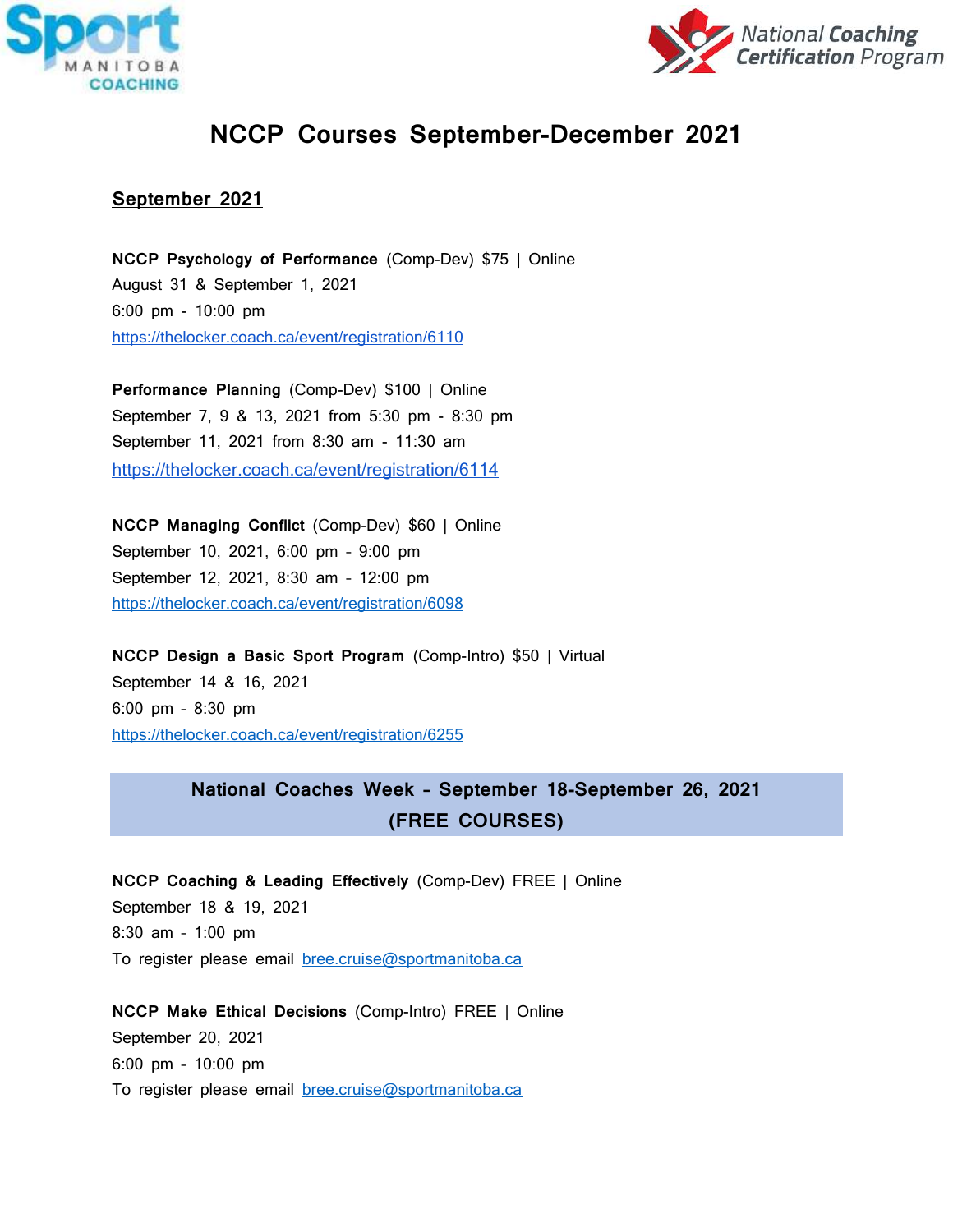# NCCP Courses September-December 2021

## September 2021

**NCCP Psychology of Performance** (Comp-Dev) $75 | Online
August 31 & September 1, 2021
6:00 pm - 10:00 pm
https://thelocker.coach.ca/event/registration/6110

**Performance Planning** (Comp-Dev) $100 | Online
September 7, 9 & 13, 2021 from 5:30 pm - 8:30 pm
September 11, 2021 from 8:30 am - 11:30 am
https://thelocker.coach.ca/event/registration/6114

**NCCP Managing Conflict** (Comp-Dev) $60 | Online
September 10, 2021, 6:00 pm - 9:00 pm
September 12, 2021, 8:30 am - 12:00 pm
https://thelocker.coach.ca/event/registration/6098

**NCCP Design a Basic Sport Program** (Comp-Intro) $50 | Virtual
September 14 & 16, 2021
6:00 pm - 8:30 pm
https://thelocker.coach.ca/event/registration/6255

**National Coaches Week - September 18-September 26, 2021**
**(FREE COURSES)**

**NCCP Coaching & Leading Effectively** (Comp-Dev) FREE | Online
September 18 & 19, 2021
8:30 am - 1:00 pm
To register please email bree.cruise@sportmanitoba.ca

**NCCP Make Ethical Decisions** (Comp-Intro) FREE | Online
September 20, 2021
6:00 pm - 10:00 pm
To register please email bree.cruise@sportmanitoba.ca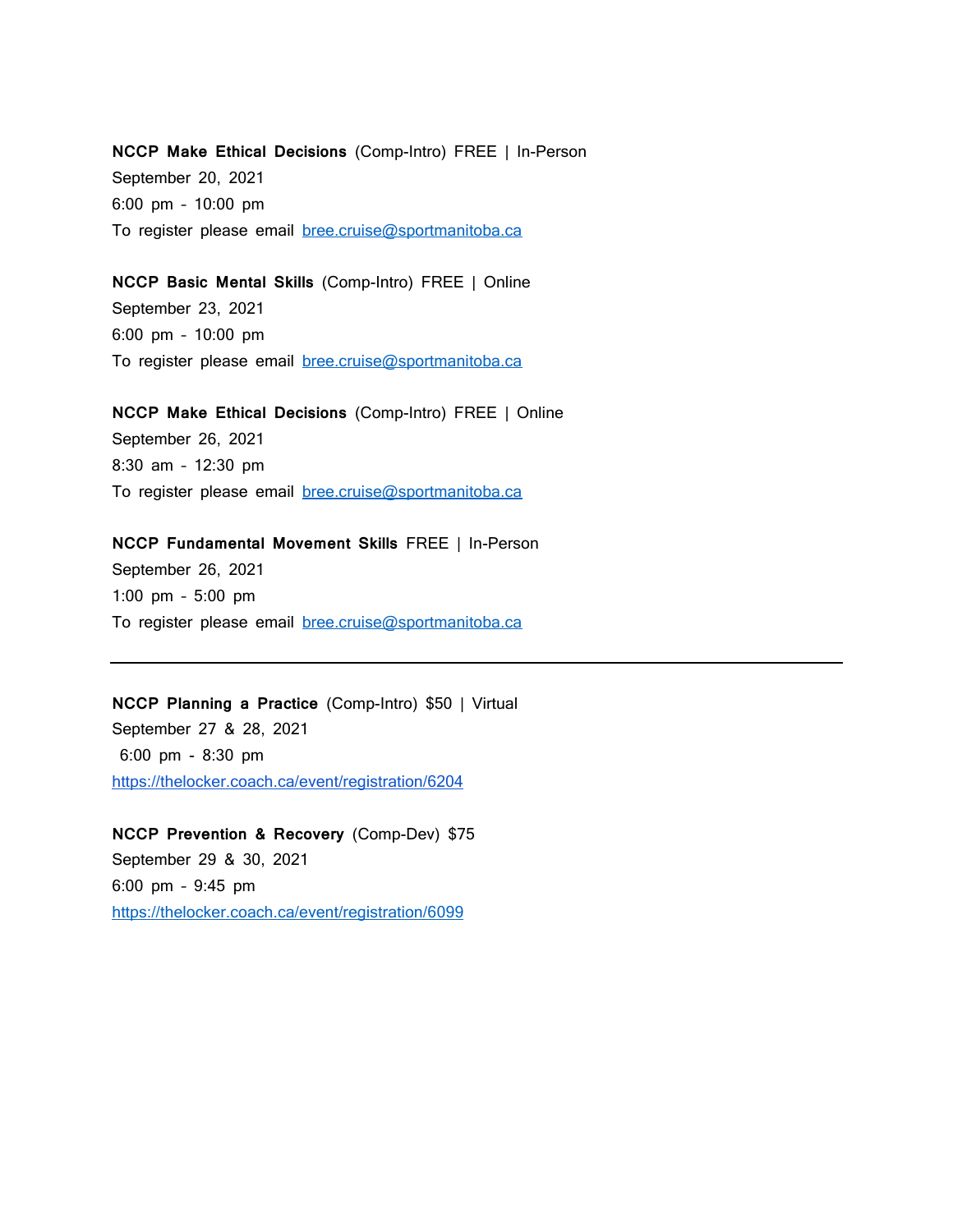**NCCP Make Ethical Decisions** (Comp-Intro) FREE | In-Person
September 20, 2021
6:00 pm - 10:00 pm
To register please email bree.cruise@sportmanitoba.ca

**NCCP Basic Mental Skills** (Comp-Intro) FREE | Online
September 23, 2021
6:00 pm - 10:00 pm
To register please email bree.cruise@sportmanitoba.ca

**NCCP Make Ethical Decisions** (Comp-Intro) FREE | Online
September 26, 2021
8:30 am - 12:30 pm
To register please email bree.cruise@sportmanitoba.ca

**NCCP Fundamental Movement Skills** FREE | In-Person
September 26, 2021
1:00 pm - 5:00 pm
To register please email bree.cruise@sportmanitoba.ca

---

**NCCP Planning a Practice** (Comp-Intro) $50 | Virtual
September 27 & 28, 2021
6:00 pm - 8:30 pm
https://thelocker.coach.ca/event/registration/6204

**NCCP Prevention & Recovery** (Comp-Dev) $75
September 29 & 30, 2021
6:00 pm - 9:45 pm
https://thelocker.coach.ca/event/registration/6099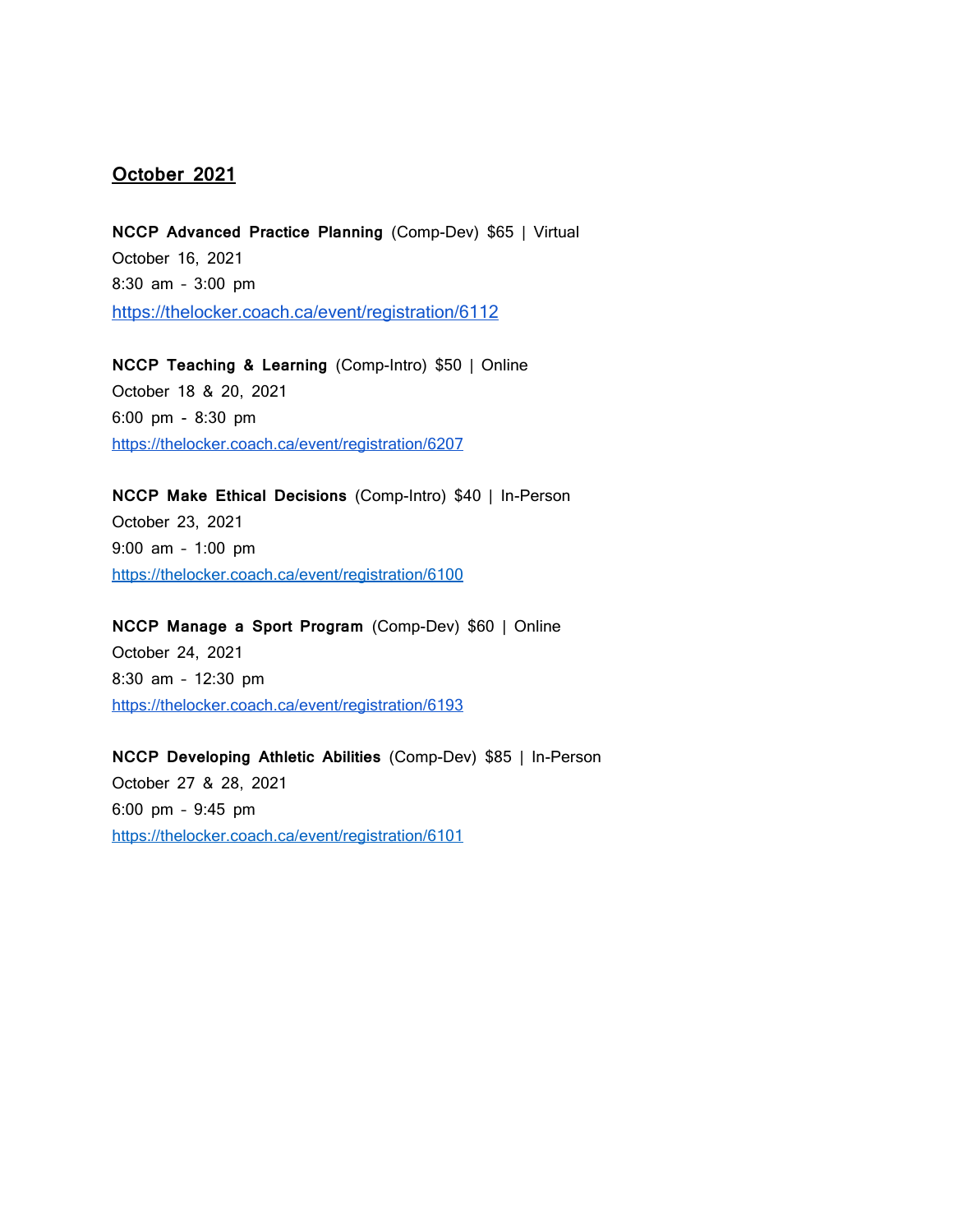## October 2021

**NCCP Advanced Practice Planning** (Comp-Dev) $65 | Virtual
October 16, 2021
8:30 am - 3:00 pm
https://thelocker.coach.ca/event/registration/6112

**NCCP Teaching & Learning** (Comp-Intro) $50 | Online
October 18 & 20, 2021
6:00 pm - 8:30 pm
https://thelocker.coach.ca/event/registration/6207

**NCCP Make Ethical Decisions** (Comp-Intro) $40 | In-Person
October 23, 2021
9:00 am - 1:00 pm
https://thelocker.coach.ca/event/registration/6100

**NCCP Manage a Sport Program** (Comp-Dev) $60 | Online
October 24, 2021
8:30 am - 12:30 pm
https://thelocker.coach.ca/event/registration/6193

**NCCP Developing Athletic Abilities** (Comp-Dev) $85 | In-Person
October 27 & 28, 2021
6:00 pm - 9:45 pm
https://thelocker.coach.ca/event/registration/6101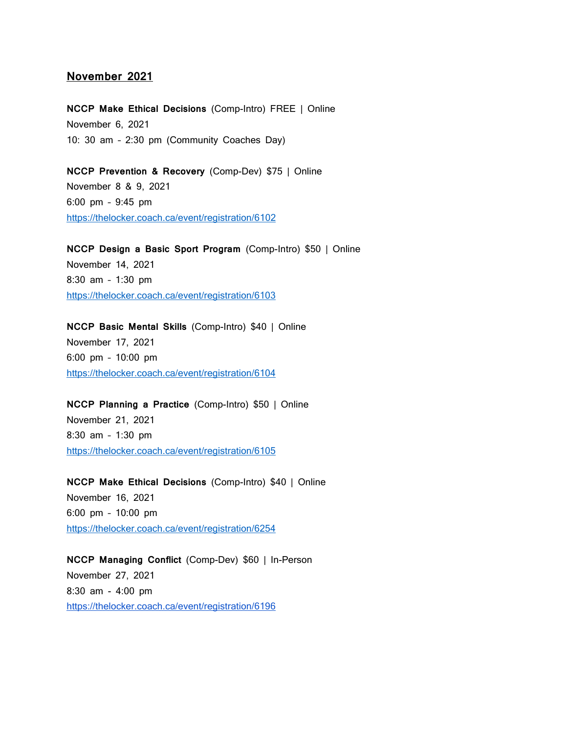## November 2021

**NCCP Make Ethical Decisions** (Comp-Intro) FREE | Online
November 6, 2021
10: 30 am - 2:30 pm (Community Coaches Day)

**NCCP Prevention & Recovery** (Comp-Dev) $75 | Online
November 8 & 9, 2021
6:00 pm - 9:45 pm
https://thelocker.coach.ca/event/registration/6102

**NCCP Design a Basic Sport Program** (Comp-Intro) $50 | Online
November 14, 2021
8:30 am - 1:30 pm
https://thelocker.coach.ca/event/registration/6103

**NCCP Basic Mental Skills** (Comp-Intro) $40 | Online
November 17, 2021
6:00 pm - 10:00 pm
https://thelocker.coach.ca/event/registration/6104

**NCCP Planning a Practice** (Comp-Intro) $50 | Online
November 21, 2021
8:30 am - 1:30 pm
https://thelocker.coach.ca/event/registration/6105

**NCCP Make Ethical Decisions** (Comp-Intro) $40 | Online
November 16, 2021
6:00 pm - 10:00 pm
https://thelocker.coach.ca/event/registration/6254

**NCCP Managing Conflict** (Comp-Dev) $60 | In-Person
November 27, 2021
8:30 am - 4:00 pm
https://thelocker.coach.ca/event/registration/6196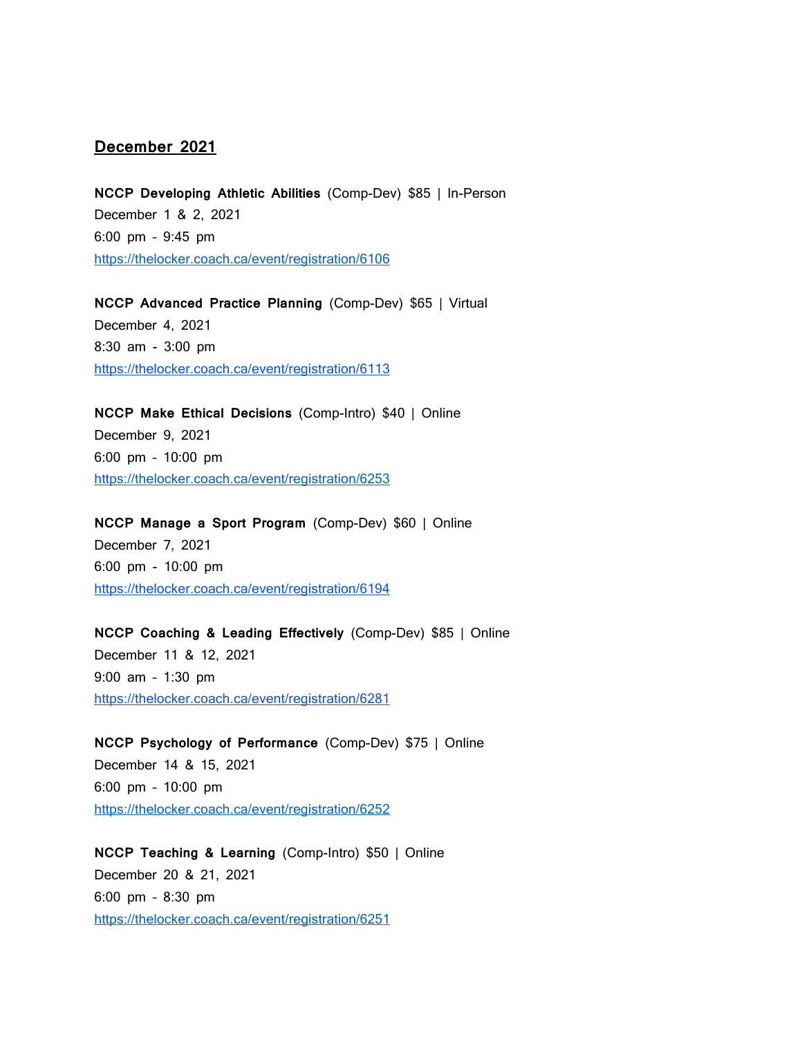## December 2021

**NCCP Developing Athletic Abilities** (Comp-Dev) $85 | In-Person
December 1 & 2, 2021
6:00 pm - 9:45 pm
https://thelocker.coach.ca/event/registration/6106

**NCCP Advanced Practice Planning** (Comp-Dev) $65 | Virtual
December 4, 2021
8:30 am - 3:00 pm
https://thelocker.coach.ca/event/registration/6113

**NCCP Make Ethical Decisions** (Comp-Intro) $40 | Online
December 9, 2021
6:00 pm - 10:00 pm
https://thelocker.coach.ca/event/registration/6253

**NCCP Manage a Sport Program** (Comp-Dev) $60 | Online
December 7, 2021
6:00 pm - 10:00 pm
https://thelocker.coach.ca/event/registration/6194

**NCCP Coaching & Leading Effectively** (Comp-Dev) $85 | Online
December 11 & 12, 2021
9:00 am - 1:30 pm
https://thelocker.coach.ca/event/registration/6281

**NCCP Psychology of Performance** (Comp-Dev) $75 | Online
December 14 & 15, 2021
6:00 pm - 10:00 pm
https://thelocker.coach.ca/event/registration/6252

**NCCP Teaching & Learning** (Comp-Intro) $50 | Online
December 20 & 21, 2021
6:00 pm - 8:30 pm
https://thelocker.coach.ca/event/registration/6251